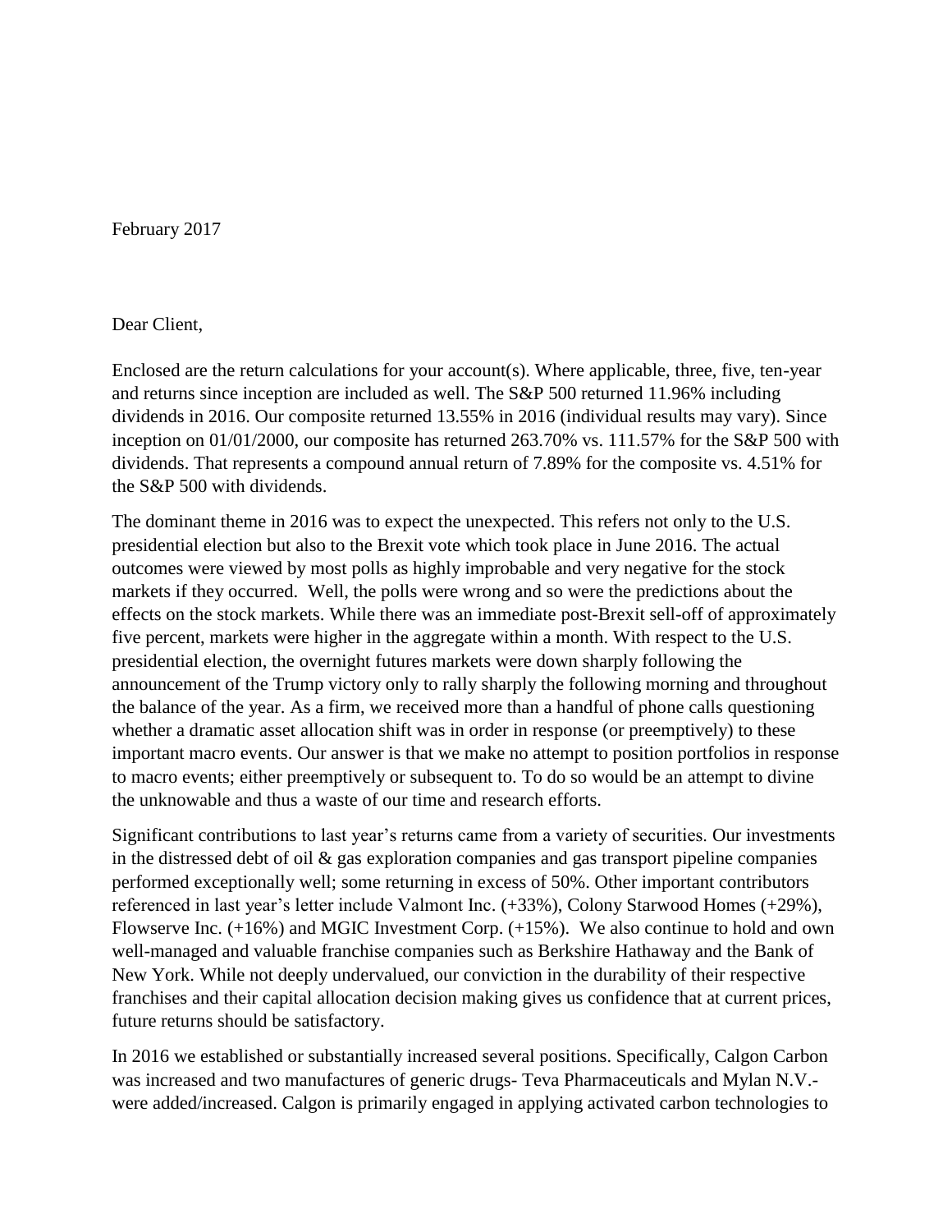February 2017

Dear Client,

Enclosed are the return calculations for your account(s). Where applicable, three, five, ten-year and returns since inception are included as well. The S&P 500 returned 11.96% including dividends in 2016. Our composite returned 13.55% in 2016 (individual results may vary). Since inception on 01/01/2000, our composite has returned 263.70% vs. 111.57% for the S&P 500 with dividends. That represents a compound annual return of 7.89% for the composite vs. 4.51% for the S&P 500 with dividends.

The dominant theme in 2016 was to expect the unexpected. This refers not only to the U.S. presidential election but also to the Brexit vote which took place in June 2016. The actual outcomes were viewed by most polls as highly improbable and very negative for the stock markets if they occurred. Well, the polls were wrong and so were the predictions about the effects on the stock markets. While there was an immediate post-Brexit sell-off of approximately five percent, markets were higher in the aggregate within a month. With respect to the U.S. presidential election, the overnight futures markets were down sharply following the announcement of the Trump victory only to rally sharply the following morning and throughout the balance of the year. As a firm, we received more than a handful of phone calls questioning whether a dramatic asset allocation shift was in order in response (or preemptively) to these important macro events. Our answer is that we make no attempt to position portfolios in response to macro events; either preemptively or subsequent to. To do so would be an attempt to divine the unknowable and thus a waste of our time and research efforts.

Significant contributions to last year's returns came from a variety of securities. Our investments in the distressed debt of oil & gas exploration companies and gas transport pipeline companies performed exceptionally well; some returning in excess of 50%. Other important contributors referenced in last year's letter include Valmont Inc. (+33%), Colony Starwood Homes (+29%), Flowserve Inc. (+16%) and MGIC Investment Corp. (+15%). We also continue to hold and own well-managed and valuable franchise companies such as Berkshire Hathaway and the Bank of New York. While not deeply undervalued, our conviction in the durability of their respective franchises and their capital allocation decision making gives us confidence that at current prices, future returns should be satisfactory.

In 2016 we established or substantially increased several positions. Specifically, Calgon Carbon was increased and two manufactures of generic drugs- Teva Pharmaceuticals and Mylan N.V.- were added/increased. Calgon is primarily engaged in applying activated carbon technologies to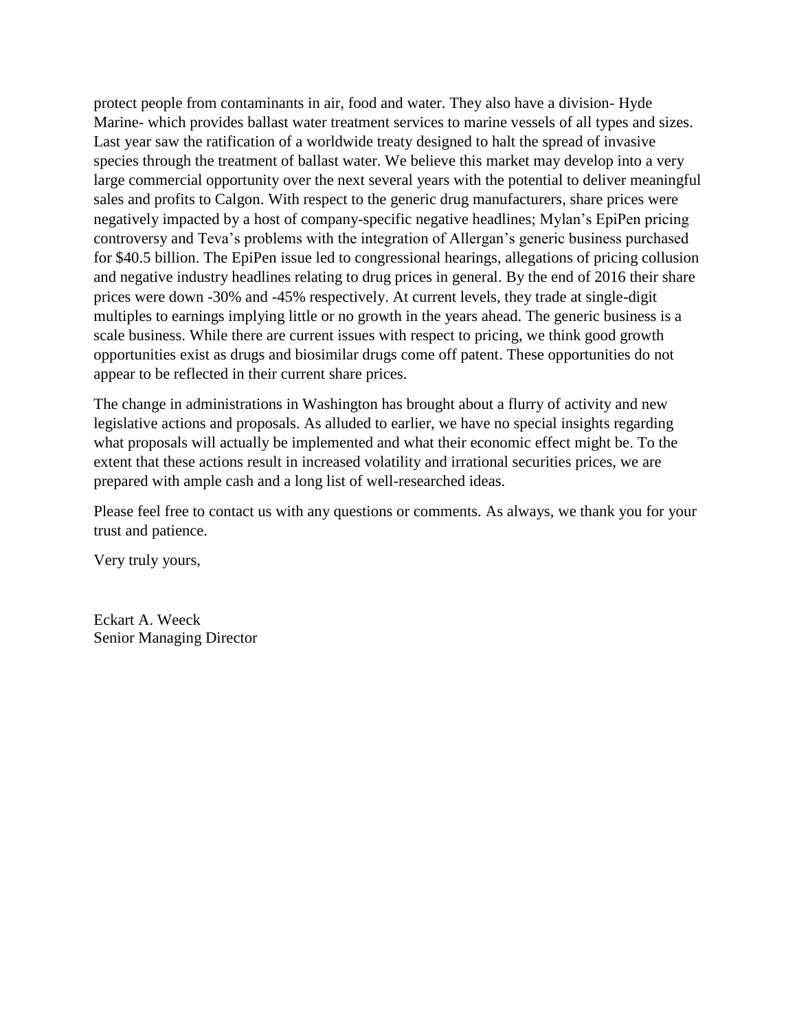protect people from contaminants in air, food and water. They also have a division- Hyde Marine- which provides ballast water treatment services to marine vessels of all types and sizes. Last year saw the ratification of a worldwide treaty designed to halt the spread of invasive species through the treatment of ballast water. We believe this market may develop into a very large commercial opportunity over the next several years with the potential to deliver meaningful sales and profits to Calgon. With respect to the generic drug manufacturers, share prices were negatively impacted by a host of company-specific negative headlines; Mylan's EpiPen pricing controversy and Teva's problems with the integration of Allergan's generic business purchased for $40.5 billion. The EpiPen issue led to congressional hearings, allegations of pricing collusion and negative industry headlines relating to drug prices in general. By the end of 2016 their share prices were down -30% and -45% respectively. At current levels, they trade at single-digit multiples to earnings implying little or no growth in the years ahead. The generic business is a scale business. While there are current issues with respect to pricing, we think good growth opportunities exist as drugs and biosimilar drugs come off patent. These opportunities do not appear to be reflected in their current share prices.

The change in administrations in Washington has brought about a flurry of activity and new legislative actions and proposals. As alluded to earlier, we have no special insights regarding what proposals will actually be implemented and what their economic effect might be. To the extent that these actions result in increased volatility and irrational securities prices, we are prepared with ample cash and a long list of well-researched ideas.

Please feel free to contact us with any questions or comments. As always, we thank you for your trust and patience.

Very truly yours,

Eckart A. Weeck
Senior Managing Director